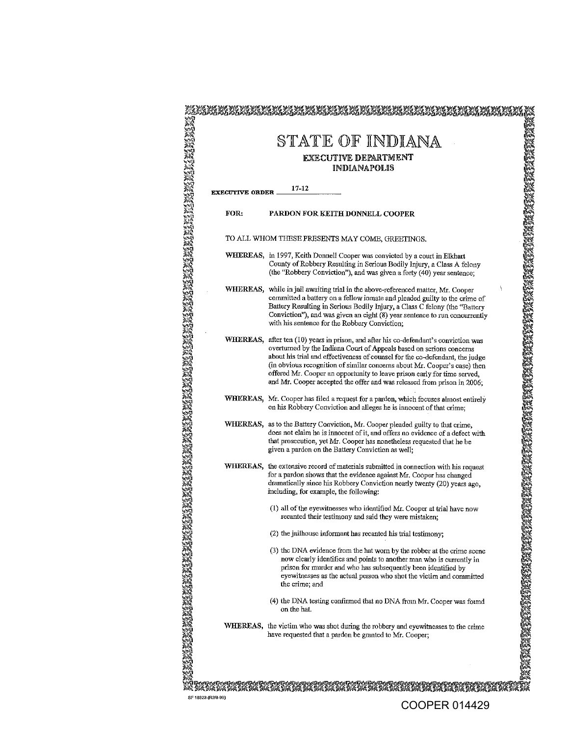# STATE OF INDIANA

## EXECUTIVE DEPARTMENT

## INDIANAPOLIS

**EXECUTIVE ORDER** 17-12

**FOR: PARDON FOR KEITH DONNELL COOPER**

TO ALL WHOM THESE PRESENTS MAY COME, GREETINGS.

**WHEREAS,** in 1997, Keith Donnell Cooper was convicted by a court in Elkhart County of Robbery Resulting in Serious Bodily Injury, a Class A felony (the "Robbery Conviction"), and was given a forty (40) year sentence;

**WHEREAS,** while in jail awaiting trial in the above-referenced matter, Mr. Cooper committed a battery on a fellow inmate and pleaded guilty to the crime of Battery Resulting in Serious Bodily Injury, a Class C felony (the "Battery Conviction"), and was given an eight (8) year sentence to run concurrently with his sentence for the Robbery Conviction;

**WHEREAS,** after ten (10) years in prison, and after his co-defendant's conviction was overturned by the Indiana Court of Appeals based on serious concerns about his trial and effectiveness of counsel for the co-defendant, the judge (in obvious recognition of similar concerns about Mr. Cooper's case) then offered Mr. Cooper an opportunity to leave prison early for time served, and Mr. Cooper accepted the offer and was released from prison in 2006;

**WHEREAS,** Mr. Cooper has filed a request for a pardon, which focuses almost entirely on his Robbery Conviction and alleges he is innocent of that crime;

**WHEREAS,** as to the Battery Conviction, Mr. Cooper pleaded guilty to that crime, does not claim he is innocent of it, and offers no evidence of a defect with that prosecution, yet Mr. Cooper has nonetheless requested that he be given a pardon on the Battery Conviction as well;

**WHEREAS,** the extensive record of materials submitted in connection with his request for a pardon shows that the evidence against Mr. Cooper has changed dramatically since his Robbery Conviction nearly twenty (20) years ago, including, for example, the following:

(1) all of the eyewitnesses who identified Mr. Cooper at trial have now recanted their testimony and said they were mistaken;

(2) the jailhouse informant has recanted his trial testimony;

(3) the DNA evidence from the hat worn by the robber at the crime scene now clearly identifies and points to another man who is currently in prison for murder and who has subsequently been identified by eyewitnesses as the actual person who shot the victim and committed the crime; and

(4) the DNA testing confirmed that no DNA from Mr. Cooper was found on the hat.

**WHEREAS,** the victim who was shot during the robbery and eyewitnesses to the crime have requested that a pardon be granted to Mr. Cooper;

SF 18323 (R2/8-90)

COOPER 014429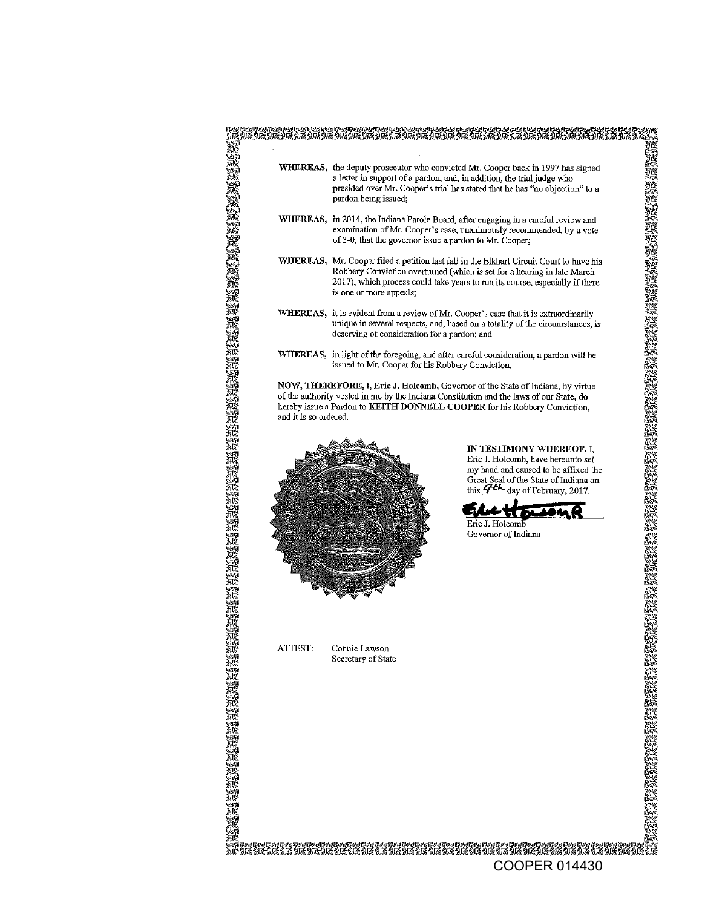**WHEREAS,** the deputy prosecutor who convicted Mr. Cooper back in 1997 has signed a letter in support of a pardon, and, in addition, the trial judge who presided over Mr. Cooper's trial has stated that he has "no objection" to a pardon being issued;

**WHEREAS,** in 2014, the Indiana Parole Board, after engaging in a careful review and examination of Mr. Cooper's case, unanimously recommended, by a vote of 3-0, that the governor issue a pardon to Mr. Cooper;

**WHEREAS,** Mr. Cooper filed a petition last fall in the Elkhart Circuit Court to have his Robbery Conviction overturned (which is set for a hearing in late March 2017), which process could take years to run its course, especially if there is one or more appeals;

**WHEREAS,** it is evident from a review of Mr. Cooper's case that it is extraordinarily unique in several respects, and, based on a totality of the circumstances, is deserving of consideration for a pardon; and

**WHEREAS,** in light of the foregoing, and after careful consideration, a pardon will be issued to Mr. Cooper for his Robbery Conviction.

**NOW, THEREFORE,** I, **Eric J. Holcomb**, Governor of the State of Indiana, by virtue of the authority vested in me by the Indiana Constitution and the laws of our State, do hereby issue a Pardon to **KEITH DONNELL COOPER** for his Robbery Conviction, and it is so ordered.

**IN TESTIMONY WHEREOF,** I, Eric J. Holcomb, have hereunto set my hand and caused to be affixed the Great Seal of the State of Indiana on this 9th day of February, 2017.

Eric J. Holcomb
Governor of Indiana

ATTEST: Connie Lawson
Secretary of State

COOPER 014430